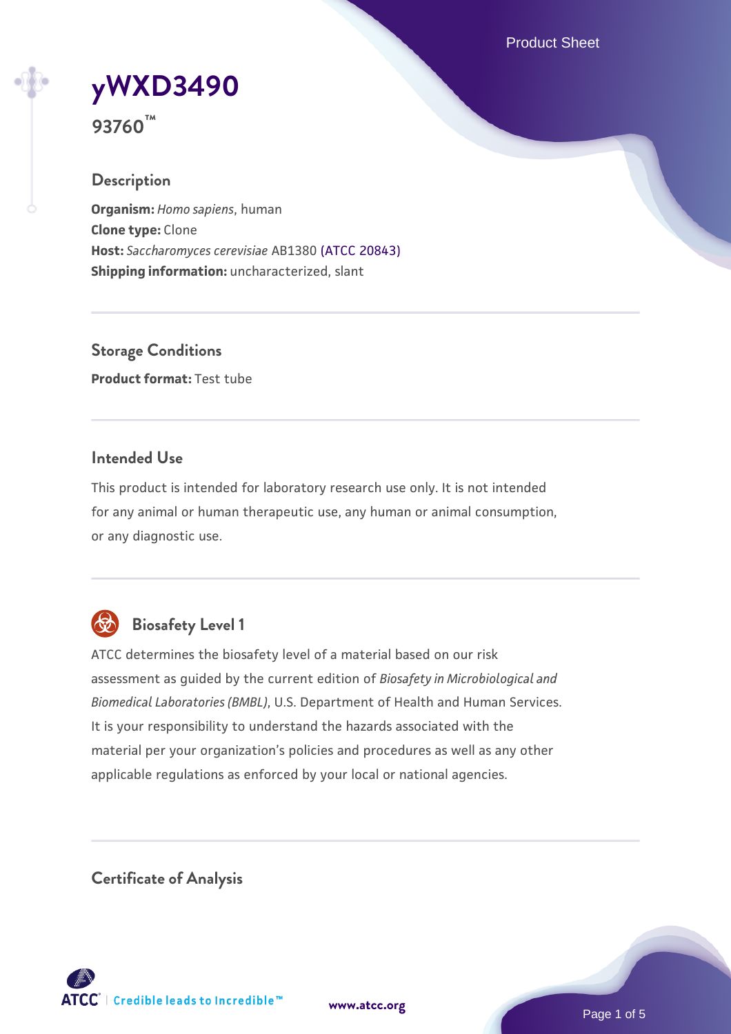# yWXD3490

**93760™**

## Description

**Organism:** *Homo sapiens*, human
**Clone type:** Clone
**Host:** *Saccharomyces cerevisiae* AB1380 (ATCC 20843)
**Shipping information:** uncharacterized, slant

## Storage Conditions

**Product format:** Test tube

## Intended Use

This product is intended for laboratory research use only. It is not intended for any animal or human therapeutic use, any human or animal consumption, or any diagnostic use.

## Biosafety Level 1

ATCC determines the biosafety level of a material based on our risk assessment as guided by the current edition of *Biosafety in Microbiological and Biomedical Laboratories (BMBL)*, U.S. Department of Health and Human Services. It is your responsibility to understand the hazards associated with the material per your organization's policies and procedures as well as any other applicable regulations as enforced by your local or national agencies.

## Certificate of Analysis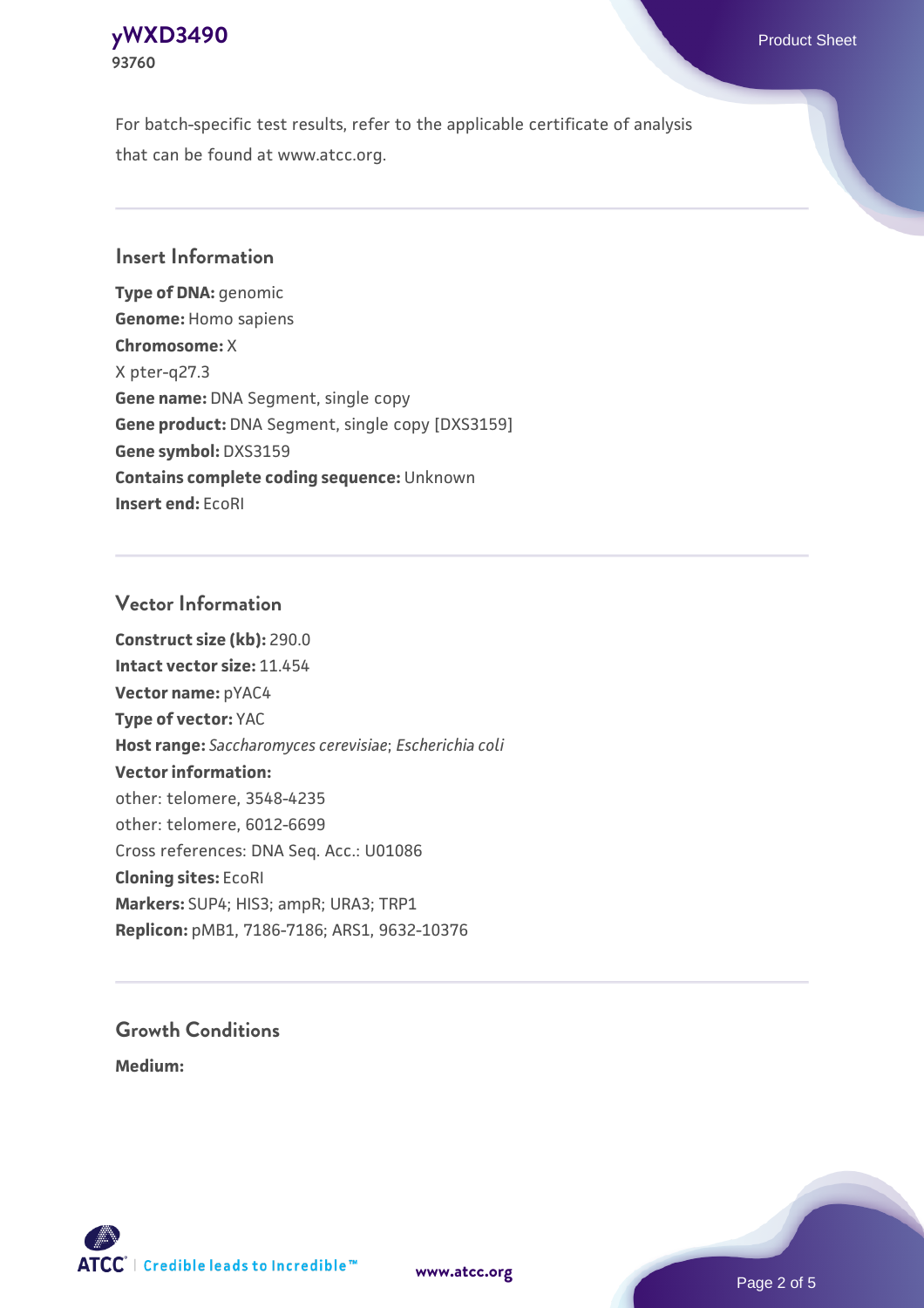For batch-specific test results, refer to the applicable certificate of analysis that can be found at www.atcc.org.

## Insert Information

**Type of DNA:** genomic
**Genome:** Homo sapiens
**Chromosome:** X
X pter-q27.3
**Gene name:** DNA Segment, single copy
**Gene product:** DNA Segment, single copy [DXS3159]
**Gene symbol:** DXS3159
**Contains complete coding sequence:** Unknown
**Insert end:** EcoRI

## Vector Information

**Construct size (kb):** 290.0
**Intact vector size:** 11.454
**Vector name:** pYAC4
**Type of vector:** YAC
**Host range:** *Saccharomyces cerevisiae*; *Escherichia coli*
**Vector information:**
other: telomere, 3548-4235
other: telomere, 6012-6699
Cross references: DNA Seq. Acc.: U01086
**Cloning sites:** EcoRI
**Markers:** SUP4; HIS3; ampR; URA3; TRP1
**Replicon:** pMB1, 7186-7186; ARS1, 9632-10376

## Growth Conditions

**Medium:**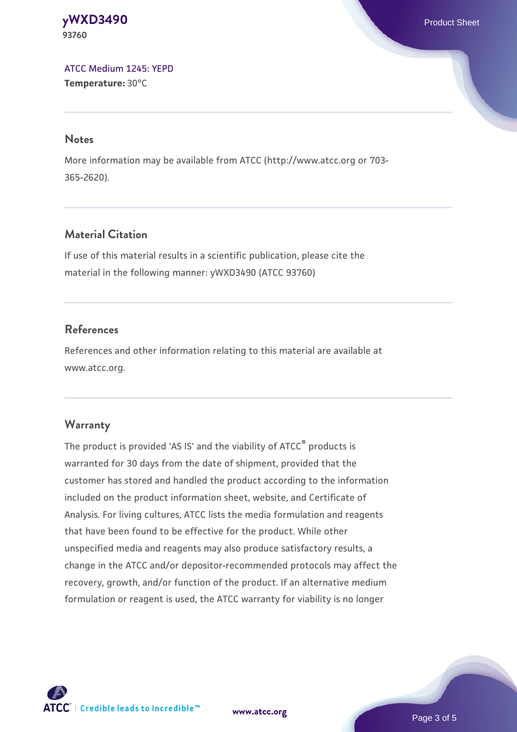[ATCC Medium 1245: YEPD](#)
**Temperature:** 30°C

## Notes

More information may be available from ATCC (http://www.atcc.org or 703-365-2620).

## Material Citation

If use of this material results in a scientific publication, please cite the material in the following manner: yWXD3490 (ATCC 93760)

## References

References and other information relating to this material are available at www.atcc.org.

## Warranty

The product is provided 'AS IS' and the viability of ATCC® products is warranted for 30 days from the date of shipment, provided that the customer has stored and handled the product according to the information included on the product information sheet, website, and Certificate of Analysis. For living cultures, ATCC lists the media formulation and reagents that have been found to be effective for the product. While other unspecified media and reagents may also produce satisfactory results, a change in the ATCC and/or depositor-recommended protocols may affect the recovery, growth, and/or function of the product. If an alternative medium formulation or reagent is used, the ATCC warranty for viability is no longer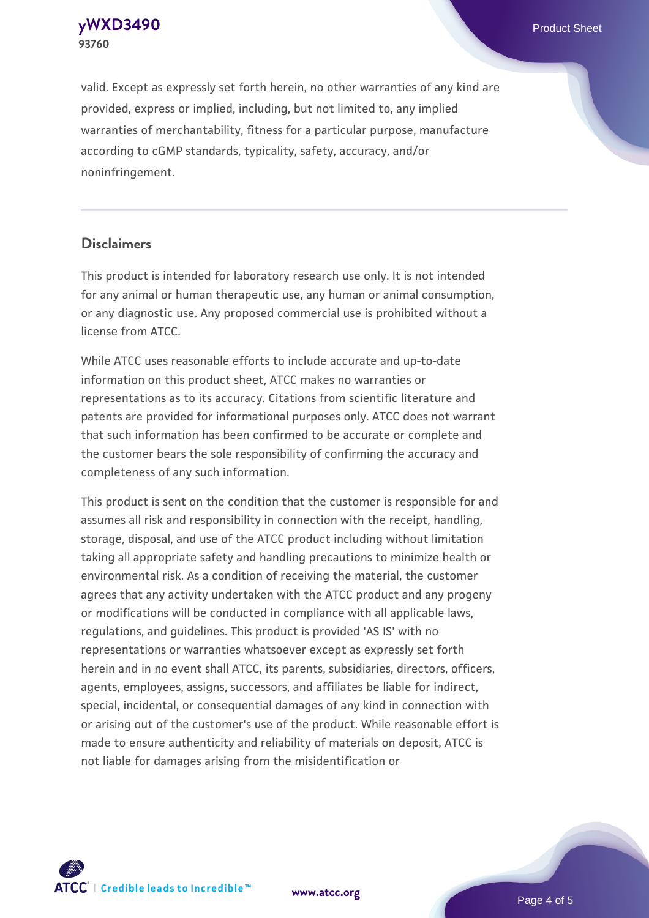valid. Except as expressly set forth herein, no other warranties of any kind are provided, express or implied, including, but not limited to, any implied warranties of merchantability, fitness for a particular purpose, manufacture according to cGMP standards, typicality, safety, accuracy, and/or noninfringement.

## Disclaimers

This product is intended for laboratory research use only. It is not intended for any animal or human therapeutic use, any human or animal consumption, or any diagnostic use. Any proposed commercial use is prohibited without a license from ATCC.

While ATCC uses reasonable efforts to include accurate and up-to-date information on this product sheet, ATCC makes no warranties or representations as to its accuracy. Citations from scientific literature and patents are provided for informational purposes only. ATCC does not warrant that such information has been confirmed to be accurate or complete and the customer bears the sole responsibility of confirming the accuracy and completeness of any such information.

This product is sent on the condition that the customer is responsible for and assumes all risk and responsibility in connection with the receipt, handling, storage, disposal, and use of the ATCC product including without limitation taking all appropriate safety and handling precautions to minimize health or environmental risk. As a condition of receiving the material, the customer agrees that any activity undertaken with the ATCC product and any progeny or modifications will be conducted in compliance with all applicable laws, regulations, and guidelines. This product is provided 'AS IS' with no representations or warranties whatsoever except as expressly set forth herein and in no event shall ATCC, its parents, subsidiaries, directors, officers, agents, employees, assigns, successors, and affiliates be liable for indirect, special, incidental, or consequential damages of any kind in connection with or arising out of the customer's use of the product. While reasonable effort is made to ensure authenticity and reliability of materials on deposit, ATCC is not liable for damages arising from the misidentification or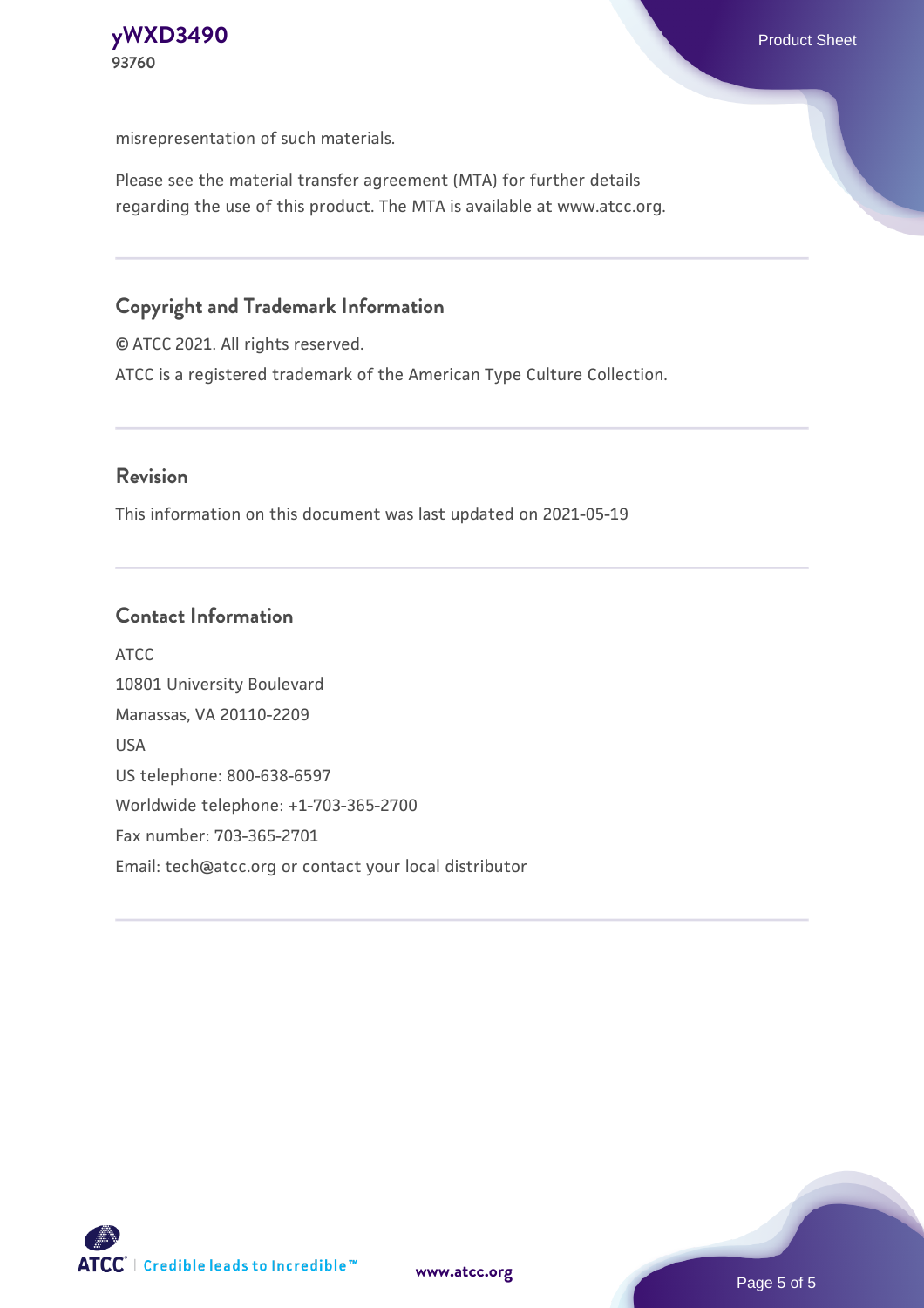misrepresentation of such materials.

Please see the material transfer agreement (MTA) for further details regarding the use of this product. The MTA is available at www.atcc.org.

## Copyright and Trademark Information

© ATCC 2021. All rights reserved.

ATCC is a registered trademark of the American Type Culture Collection.

## Revision

This information on this document was last updated on 2021-05-19

## Contact Information

ATCC
10801 University Boulevard
Manassas, VA 20110-2209
USA
US telephone: 800-638-6597
Worldwide telephone: +1-703-365-2700
Fax number: 703-365-2701
Email: tech@atcc.org or contact your local distributor